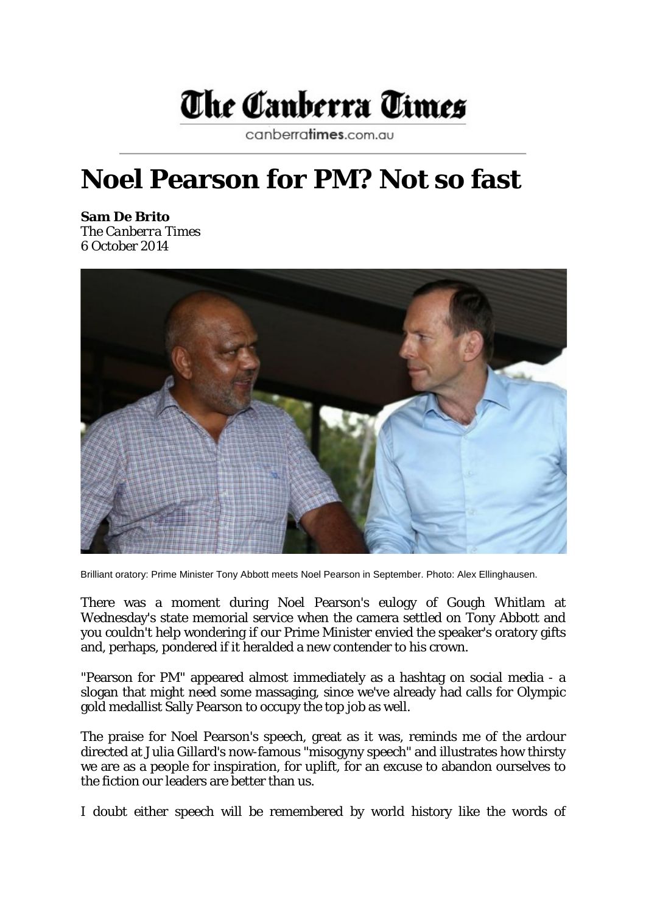# The Canberra Times

canberratimes.com.au

# Noel Pearson for PM? Not so fast

**Sam De Brito**
*The Canberra Times*
*6 October 2014*

Brilliant oratory: Prime Minister Tony Abbott meets Noel Pearson in September. Photo: Alex Ellinghausen.

There was a moment during Noel Pearson's eulogy of Gough Whitlam at Wednesday's state memorial service when the camera settled on Tony Abbott and you couldn't help wondering if our Prime Minister envied the speaker's oratory gifts and, perhaps, pondered if it heralded a new contender to his crown.

"Pearson for PM" appeared almost immediately as a hashtag on social media - a slogan that might need some massaging, since we've already had calls for Olympic gold medallist Sally Pearson to occupy the top job as well.

The praise for Noel Pearson's speech, great as it was, reminds me of the ardour directed at Julia Gillard's now-famous "misogyny speech" and illustrates how thirsty we are as a people for inspiration, for uplift, for an excuse to abandon ourselves to the fiction our leaders are better than us.

I doubt either speech will be remembered by world history like the words of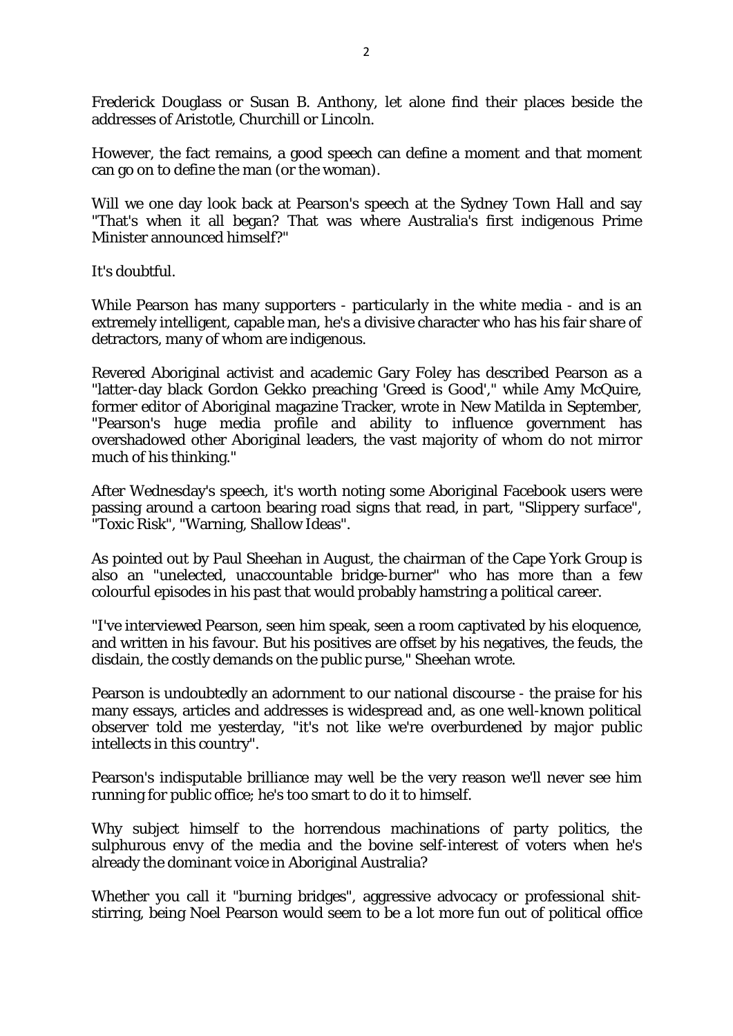Frederick Douglass or Susan B. Anthony, let alone find their places beside the addresses of Aristotle, Churchill or Lincoln.

However, the fact remains, a good speech can define a moment and that moment can go on to define the man (or the woman).

Will we one day look back at Pearson's speech at the Sydney Town Hall and say "That's when it all began? That was where Australia's first indigenous Prime Minister announced himself?"

It's doubtful.

While Pearson has many supporters - particularly in the white media - and is an extremely intelligent, capable man, he's a divisive character who has his fair share of detractors, many of whom are indigenous.

Revered Aboriginal activist and academic Gary Foley has described Pearson as a "latter-day black Gordon Gekko preaching 'Greed is Good'," while Amy McQuire, former editor of Aboriginal magazine Tracker, wrote in New Matilda in September, "Pearson's huge media profile and ability to influence government has overshadowed other Aboriginal leaders, the vast majority of whom do not mirror much of his thinking."

After Wednesday's speech, it's worth noting some Aboriginal Facebook users were passing around a cartoon bearing road signs that read, in part, "Slippery surface", "Toxic Risk", "Warning, Shallow Ideas".

As pointed out by Paul Sheehan in August, the chairman of the Cape York Group is also an "unelected, unaccountable bridge-burner" who has more than a few colourful episodes in his past that would probably hamstring a political career.

"I've interviewed Pearson, seen him speak, seen a room captivated by his eloquence, and written in his favour. But his positives are offset by his negatives, the feuds, the disdain, the costly demands on the public purse," Sheehan wrote.

Pearson is undoubtedly an adornment to our national discourse - the praise for his many essays, articles and addresses is widespread and, as one well-known political observer told me yesterday, "it's not like we're overburdened by major public intellects in this country".

Pearson's indisputable brilliance may well be the very reason we'll never see him running for public office; he's too smart to do it to himself.

Why subject himself to the horrendous machinations of party politics, the sulphurous envy of the media and the bovine self-interest of voters when he's already the dominant voice in Aboriginal Australia?

Whether you call it "burning bridges", aggressive advocacy or professional shit-stirring, being Noel Pearson would seem to be a lot more fun out of political office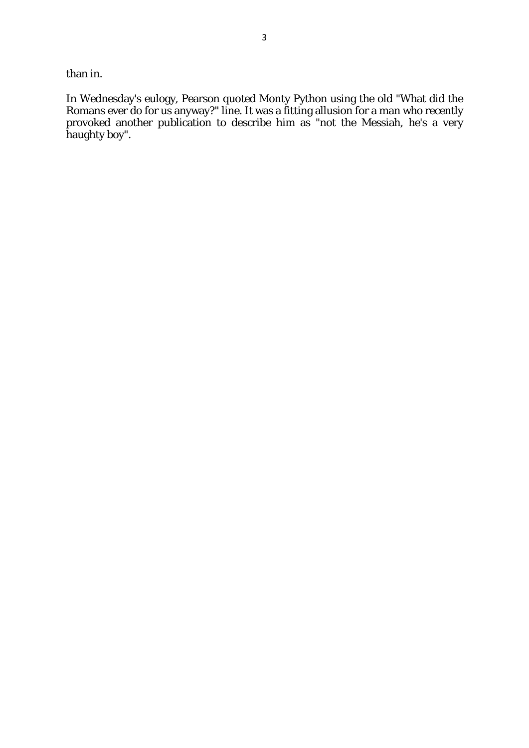than in.

In Wednesday's eulogy, Pearson quoted Monty Python using the old "What did the Romans ever do for us anyway?" line. It was a fitting allusion for a man who recently provoked another publication to describe him as "not the Messiah, he's a very haughty boy".